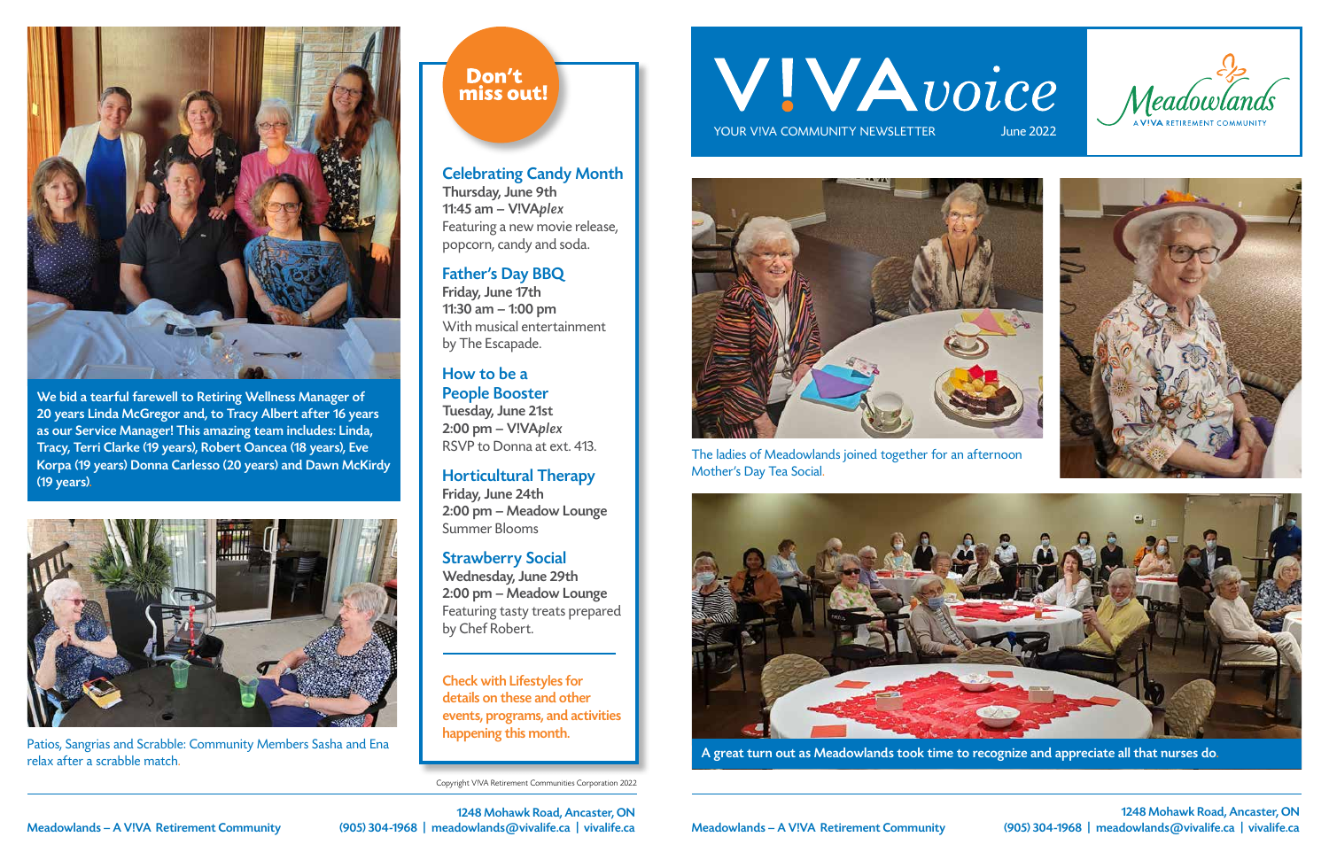# V!VA*voice*

YOUR V!VA COMMUNITY NEWSLETTER June 2022

Meadowlands – A V!VA RETIREMENT COMMUNITY

**We bid a tearful farewell to Retiring Wellness Manager of 20 years Linda McGregor and, to Tracy Albert after 16 years as our Service Manager! This amazing team includes: Linda, Tracy, Terri Clarke (19 years), Robert Oancea (18 years), Eve Korpa (19 years) Donna Carlesso (20 years) and Dawn McKirdy (19 years).**

Patios, Sangrias and Scrabble: Community Members Sasha and Ena relax after a scrabble match.

## Don't miss out!

### Celebrating Candy Month

**Thursday, June 9th**
**11:45 am – V!VA*plex***
Featuring a new movie release, popcorn, candy and soda.

### Father's Day BBQ

**Friday, June 17th**
**11:30 am – 1:00 pm**
With musical entertainment by The Escapade.

### How to be a People Booster

**Tuesday, June 21st**
**2:00 pm – V!VA*plex***
RSVP to Donna at ext. 413.

### Horticultural Therapy

**Friday, June 24th**
**2:00 pm – Meadow Lounge**
Summer Blooms

### Strawberry Social

**Wednesday, June 29th**
**2:00 pm – Meadow Lounge**
Featuring tasty treats prepared by Chef Robert.

Check with Lifestyles for details on these and other events, programs, and activities happening this month.

Copyright V!VA Retirement Communities Corporation 2022

The ladies of Meadowlands joined together for an afternoon Mother's Day Tea Social.

**A great turn out as Meadowlands took time to recognize and appreciate all that nurses do.**

Meadowlands – A V!VA Retirement Community
1248 Mohawk Road, Ancaster, ON
(905) 304-1968 | meadowlands@vivalife.ca | vivalife.ca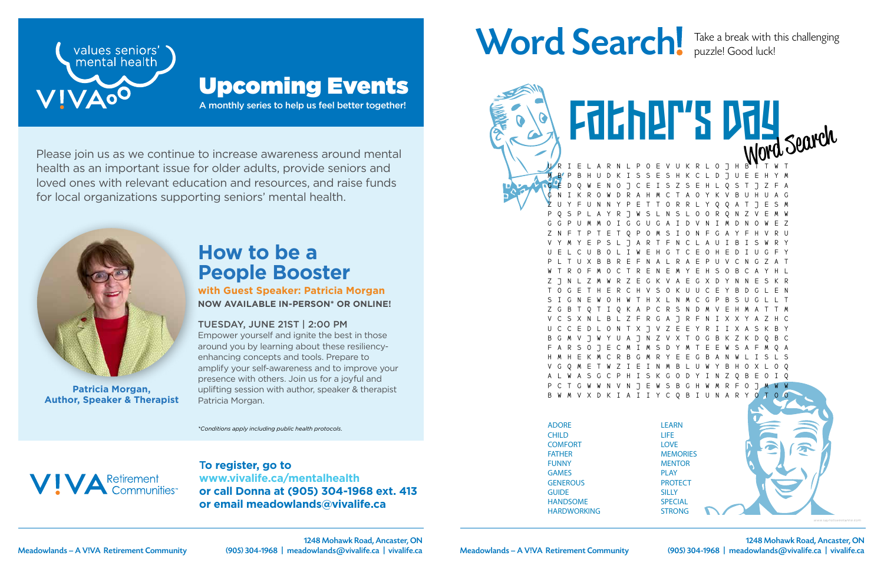values seniors' mental health

VIVA

# Upcoming Events

A monthly series to help us feel better together!

Please join us as we continue to increase awareness around mental health as an important issue for older adults, provide seniors and loved ones with relevant education and resources, and raise funds for local organizations supporting seniors' mental health.

## How to be a People Booster

**with Guest Speaker: Patricia Morgan**

**NOW AVAILABLE IN-PERSON* OR ONLINE!**

TUESDAY, JUNE 21ST | 2:00 PM

Empower yourself and ignite the best in those around you by learning about these resiliency-enhancing concepts and tools. Prepare to amplify your self-awareness and to improve your presence with others. Join us for a joyful and uplifting session with author, speaker & therapist Patricia Morgan.

**Patricia Morgan, Author, Speaker & Therapist**

*Conditions apply including public health protocols.*

VIVA Retirement Communities

**To register, go to www.vivalife.ca/mentalhealth or call Donna at (905) 304-1968 ext. 413 or email meadowlands@vivalife.ca**

# Word Search!

Take a break with this challenging puzzle! Good luck!

## Father's Day Word Search

```
U R I E L A R N L P O E V U K R L O J H B T T W T
M B P B H U D K I S S E S H K C L D J U E E H Y M
G E D Q W E N O J C E I S Z S E H L Q S T J Z F A
G N I K R O W D R A H M C T A O Y K V B U H U A G
Z U Y F U N N Y P E T T O R R L Y Q Q A T J E S M
P Q S P L A Y R J W S L N S L O O R Q N Z V E M W
G G P U M M O I G G U G A I D V N I M D N O W E Z
Z N F T P T E T Q P O M S I O N F G A Y F H V R U
V Y M Y E P S L J A R T F N C L A U I B I S W R Y
U E L C U B O L I W E H G T C E O H E D I U G F Y
P L T U X B B R E F N A L R A E P U V C N G Z A T
W T R O F M O C T R E N E M Y E H S O B C A Y H L
Z J N L Z M W R Z E G K V A E G X D Y N N E S K R
T O G E T H E R C H V S O K U U C E Y B D G L E N
S I G N E W O H W T H X L N M C G P B S U G L L T
Z G B T Q T I Q K A P C R S N D M V E H M A T T M
V C S X N L B L Z F R G A J R F N I X X Y A Z H C
U C C E D L O N T X J V Z E E Y R I I X A S K B Y
B G M V J W Y U A J N Z V X T O G B K Z K D Q B C
F A R S O J E C M I M S D Y M T E E W S A F M Q A
H M H E K M C R B G M R Y E E G B A N W L I S L S
V G Q M E T W Z I E I N M B L U W Y B H O X L O Q
A L W A S G C P H I S K G O D Y I N Z Q B E O I Q
P C T G W W N V N J E W S B G H W M R F O J M W W
B W M V X D K I A I I Y C Q B I U N A R Y O T O O
```

ADORE
CHILD
COMFORT
FATHER
FUNNY
GAMES
GENEROUS
GUIDE
HANDSOME
HARDWORKING
LEARN
LIFE
LOVE
MEMORIES
MENTOR
PLAY
PROTECT
SILLY
SPECIAL
STRONG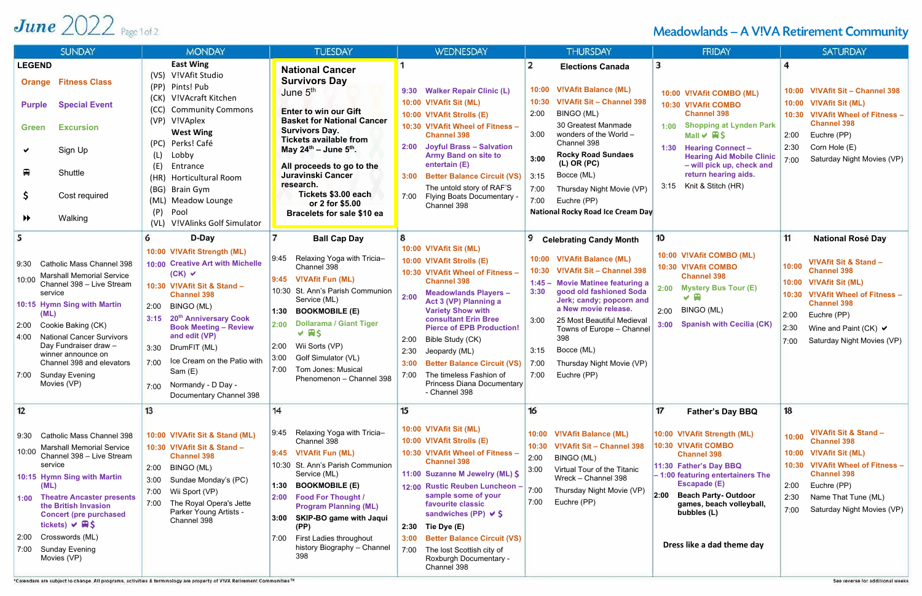# June 2022 — Page 1 of 2

## Meadowlands – A V!VA Retirement Community

| SUNDAY | MONDAY | TUESDAY | WEDNESDAY | THURSDAY | FRIDAY | SATURDAY |
|---|---|---|---|---|---|---|
| **LEGEND**<br>Orange — Fitness Class<br>Purple — Special Event<br>Green — Excursion<br>✔ — Sign Up<br>🚍 — Shuttle<br>$ — Cost required<br>⏩ — Walking | **East Wing**<br>(VS) V!VAfit Studio<br>(PP) Pints! Pub<br>(CK) V!VAcraft Kitchen<br>(CC) Community Commons<br>(VP) V!VAplex<br>**West Wing**<br>(PC) Perks! Café<br>(L) Lobby<br>(E) Entrance<br>(HR) Horticultural Room<br>(BG) Brain Gym<br>(ML) Meadow Lounge<br>(P) Pool<br>(VL) V!VAlinks Golf Simulator | **National Cancer Survivors Day**<br>June 5th<br>**Enter to win our Gift Basket for National Cancer Survivors Day. Tickets available from May 24th – June 5th.**<br>**All proceeds to go to the Juravinski Cancer research.**<br>**Tickets $3.00 each or 2 for $5.00**<br>**Bracelets for sale $10 ea** | **1**<br>9:30 Walker Repair Clinic (L)<br>10:00 V!VAfit Sit (ML)<br>10:00 V!VAfit Strolls (E)<br>10:30 V!VAfit Wheel of Fitness – Channel 398<br>2:00 Joyful Brass – Salvation Army Band on site to entertain (E)<br>3:00 Better Balance Circuit (VS)<br>7:00 The untold story of RAF'S Flying Boats Documentary - Channel 398 | **2** **Elections Canada**<br>10:00 V!VAfit Balance (ML)<br>10:30 V!VAfit Sit – Channel 398<br>2:00 BINGO (ML)<br>3:00 30 Greatest Manmade wonders of the World – Channel 398<br>3:00 **Rocky Road Sundaes (L) OR (PC)**<br>3:15 Bocce (ML)<br>7:00 Thursday Night Movie (VP)<br>7:00 Euchre (PP)<br>**National Rocky Road Ice Cream Day** | **3**<br>10:00 V!VAfit COMBO (ML)<br>10:30 V!VAfit COMBO Channel 398<br>1:00 Shopping at Lynden Park Mall ✔ 🚍 $<br>1:30 Hearing Connect – Hearing Aid Mobile Clinic – will pick up, check and return hearing aids.<br>3:15 Knit & Stitch (HR) | **4**<br>10:00 V!VAfit Sit – Channel 398<br>10:00 V!VAfit Sit (ML)<br>10:30 V!VAfit Wheel of Fitness – Channel 398<br>2:00 Euchre (PP)<br>2:30 Corn Hole (E)<br>7:00 Saturday Night Movies (VP) |
| **5**<br>9:30 Catholic Mass Channel 398<br>10:00 Marshall Memorial Service Channel 398 – Live Stream service<br>10:15 Hymn Sing with Martin (ML)<br>2:00 Cookie Baking (CK)<br>4:00 National Cancer Survivors Day Fundraiser draw – winner announce on Channel 398 and elevators<br>7:00 Sunday Evening Movies (VP) | **6** **D-Day**<br>10:00 V!VAfit Strength (ML)<br>10:00 Creative Art with Michelle (CK) ✔<br>10:30 V!VAfit Sit & Stand – Channel 398<br>2:00 BINGO (ML)<br>3:15 20th Anniversary Cook Book Meeting – Review and edit (VP)<br>3:30 DrumFIT (ML)<br>7:00 Ice Cream on the Patio with Sam (E)<br>7:00 Normandy - D Day - Documentary Channel 398 | **7** **Ball Cap Day**<br>9:45 Relaxing Yoga with Tricia– Channel 398<br>9:45 V!VAfit Fun (ML)<br>10:30 St. Ann's Parish Communion Service (ML)<br>1:30 **BOOKMOBILE (E)**<br>2:00 Dollarama / Giant Tiger ✔ 🚍 $<br>2:00 Wii Sorts (VP)<br>3:00 Golf Simulator (VL)<br>7:00 Tom Jones: Musical Phenomenon – Channel 398 | **8**<br>10:00 V!VAfit Sit (ML)<br>10:00 V!VAfit Strolls (E)<br>10:30 V!VAfit Wheel of Fitness – Channel 398<br>2:00 Meadowlands Players – Act 3 (VP) Planning a Variety Show with consultant Erin Bree Pierce of EPB Production!<br>2:00 Bible Study (CK)<br>2:30 Jeopardy (ML)<br>3:00 Better Balance Circuit (VS)<br>7:00 The timeless Fashion of Princess Diana Documentary - Channel 398 | **9** **Celebrating Candy Month**<br>10:00 V!VAfit Balance (ML)<br>10:30 V!VAfit Sit – Channel 398<br>1:45 – 3:30 Movie Matinee featuring a good old fashioned Soda Jerk; candy; popcorn and a New movie release.<br>3:00 25 Most Beautiful Medieval Towns of Europe – Channel 398<br>3:15 Bocce (ML)<br>7:00 Thursday Night Movie (VP)<br>7:00 Euchre (PP) | **10**<br>10:00 V!VAfit COMBO (ML)<br>10:30 V!VAfit COMBO Channel 398<br>2:00 Mystery Bus Tour (E) ✔ 🚍<br>2:00 BINGO (ML)<br>3:00 Spanish with Cecilia (CK) | **11** **National Rosé Day**<br>10:00 V!VAfit Sit & Stand – Channel 398<br>10:00 V!VAfit Sit (ML)<br>10:30 V!VAfit Wheel of Fitness – Channel 398<br>2:00 Euchre (PP)<br>2:30 Wine and Paint (CK) ✔<br>7:00 Saturday Night Movies (VP) |
| **12**<br>9:30 Catholic Mass Channel 398<br>10:00 Marshall Memorial Service Channel 398 – Live Stream service<br>10:15 Hymn Sing with Martin (ML)<br>1:00 Theatre Ancaster presents the British Invasion Concert (pre purchased tickets) ✔ 🚍 $<br>2:00 Crosswords (ML)<br>7:00 Sunday Evening Movies (VP) | **13**<br>10:00 V!VAfit Sit & Stand (ML)<br>10:30 V!VAfit Sit & Stand – Channel 398<br>2:00 BINGO (ML)<br>3:00 Sundae Monday's (PC)<br>7:00 Wii Sport (VP)<br>7:00 The Royal Opera's Jette Parker Young Artists - Channel 398 | **14**<br>9:45 Relaxing Yoga with Tricia– Channel 398<br>9:45 V!VAfit Fun (ML)<br>10:30 St. Ann's Parish Communion Service (ML)<br>1:30 **BOOKMOBILE (E)**<br>2:00 Food For Thought / Program Planning (ML)<br>3:00 **SKIP-BO game with Jaqui (PP)**<br>7:00 First Ladies throughout history Biography – Channel 398 | **15**<br>10:00 V!VAfit Sit (ML)<br>10:00 V!VAfit Strolls (E)<br>10:30 V!VAfit Wheel of Fitness – Channel 398<br>11:00 Suzanne M Jewelry (ML) $<br>12:00 Rustic Reuben Luncheon – sample some of your favourite classic sandwiches (PV) ✔ $<br>2:30 Tie Dye (E)<br>3:00 Better Balance Circuit (VS)<br>7:00 The lost Scottish city of Roxburgh Documentary - Channel 398 | **16**<br>10:00 V!VAfit Balance (ML)<br>10:30 V!VAfit Sit – Channel 398<br>2:00 BINGO (ML)<br>3:00 Virtual Tour of the Titanic Wreck – Channel 398<br>7:00 Thursday Night Movie (VP)<br>7:00 Euchre (PP) | **17** **Father's Day BBQ**<br>10:00 V!VAfit Strength (ML)<br>10:30 V!VAfit COMBO Channel 398<br>11:30 – 1:00 Father's Day BBQ featuring entertainers The Escapade (E)<br>2:00 **Beach Party- Outdoor games, beach volleyball, bubbles (L)**<br>**Dress like a dad theme day** | **18**<br>10:00 V!VAfit Sit & Stand – Channel 398<br>10:00 V!VAfit Sit (ML)<br>10:30 V!VAfit Wheel of Fitness – Channel 398<br>2:00 Euchre (PP)<br>2:30 Name That Tune (ML)<br>7:00 Saturday Night Movies (VP) |

*Calendars are subject to change. All programs, activities & terminology are property of V!VA Retirement Communities™

See reverse for additional weeks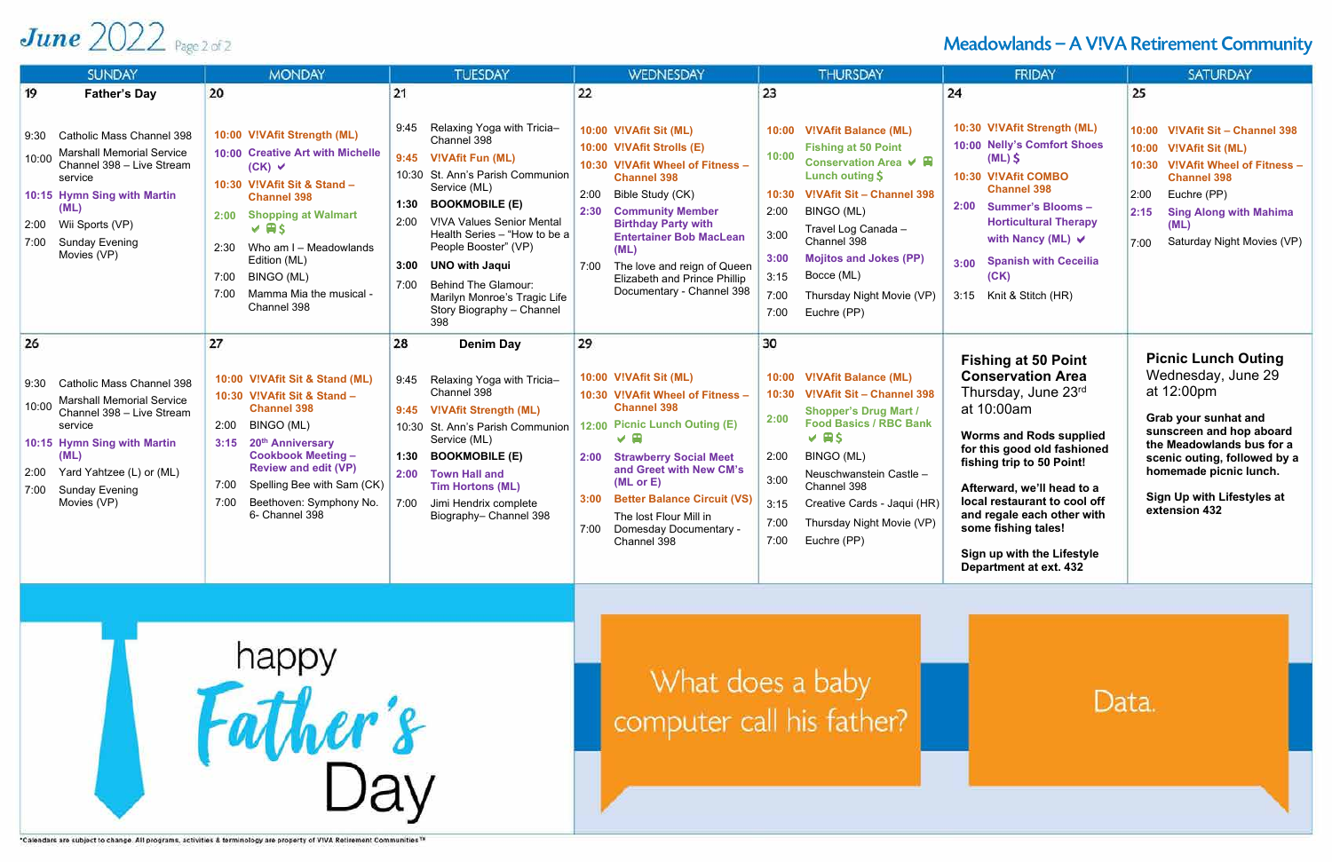# June 2022

## Meadowlands – A V!VA Retirement Community

| SUNDAY | MONDAY | TUESDAY | WEDNESDAY | THURSDAY | FRIDAY | SATURDAY |
| --- | --- | --- | --- | --- | --- | --- |
| **19** **Father's Day**<br>9:30 Catholic Mass Channel 398<br>10:00 Marshall Memorial Service Channel 398 – Live Stream service<br>10:15 Hymn Sing with Martin (ML)<br>2:00 Wii Sports (VP)<br>7:00 Sunday Evening Movies (VP) | **20**<br>10:00 V!VAfit Strength (ML)<br>10:00 Creative Art with Michelle (CK)<br>10:30 V!VAfit Sit & Stand – Channel 398<br>2:00 Shopping at Walmart $<br>2:30 Who am I – Meadowlands Edition (ML)<br>7:00 BINGO (ML)<br>7:00 Mamma Mia the musical - Channel 398 | **21**<br>9:45 Relaxing Yoga with Tricia– Channel 398<br>9:45 V!VAfit Fun (ML)<br>10:30 St. Ann's Parish Communion Service (ML)<br>1:30 **BOOKMOBILE (E)**<br>2:00 V!VA Values Senior Mental Health Series – "How to be a People Booster" (VP)<br>3:00 **UNO with Jaqui**<br>7:00 Behind The Glamour: Marilyn Monroe's Tragic Life Story Biography – Channel 398 | **22**<br>10:00 V!VAfit Sit (ML)<br>10:00 V!VAfit Strolls (E)<br>10:30 V!VAfit Wheel of Fitness – Channel 398<br>2:00 Bible Study (CK)<br>2:30 Community Member Birthday Party with Entertainer Bob MacLean (ML)<br>7:00 The love and reign of Queen Elizabeth and Prince Phillip Documentary - Channel 398 | **23**<br>10:00 V!VAfit Balance (ML)<br>10:00 Fishing at 50 Point Conservation Area Lunch outing $<br>10:30 V!VAfit Sit – Channel 398<br>2:00 BINGO (ML)<br>3:00 Travel Log Canada – Channel 398<br>3:00 Mojitos and Jokes (PP)<br>3:15 Bocce (ML)<br>7:00 Thursday Night Movie (VP)<br>7:00 Euchre (PP) | **24**<br>10:30 V!VAfit Strength (ML)<br>10:00 Nelly's Comfort Shoes (ML) $<br>10:30 V!VAfit COMBO Channel 398<br>2:00 Summer's Blooms – Horticultural Therapy with Nancy (ML)<br>3:00 Spanish with Ceceilia (CK)<br>3:15 Knit & Stitch (HR) | **25**<br>10:00 V!VAfit Sit – Channel 398<br>10:00 V!VAfit Sit (ML)<br>10:30 V!VAfit Wheel of Fitness – Channel 398<br>2:00 Euchre (PP)<br>2:15 Sing Along with Mahima (ML)<br>7:00 Saturday Night Movies (VP) |
| **26**<br>9:30 Catholic Mass Channel 398<br>10:00 Marshall Memorial Service Channel 398 – Live Stream service<br>10:15 Hymn Sing with Martin (ML)<br>2:00 Yard Yahtzee (L) or (ML)<br>7:00 Sunday Evening Movies (VP) | **27**<br>10:00 V!VAfit Sit & Stand (ML)<br>10:30 V!VAfit Sit & Stand – Channel 398<br>2:00 BINGO (ML)<br>3:15 20th Anniversary Cookbook Meeting – Review and edit (VP)<br>7:00 Spelling Bee with Sam (CK)<br>7:00 Beethoven: Symphony No. 6- Channel 398 | **28** **Denim Day**<br>9:45 Relaxing Yoga with Tricia– Channel 398<br>9:45 V!VAfit Strength (ML)<br>10:30 St. Ann's Parish Communion Service (ML)<br>1:30 **BOOKMOBILE (E)**<br>2:00 Town Hall and Tim Hortons (ML)<br>7:00 Jimi Hendrix complete Biography– Channel 398 | **29**<br>10:00 V!VAfit Sit (ML)<br>10:30 V!VAfit Wheel of Fitness – Channel 398<br>12:00 Picnic Lunch Outing (E)<br>2:00 Strawberry Social Meet and Greet with New CM's (ML or E)<br>3:00 Better Balance Circuit (VS)<br>7:00 The lost Flour Mill in Domesday Documentary - Channel 398 | **30**<br>10:00 V!VAfit Balance (ML)<br>10:30 V!VAfit Sit – Channel 398<br>2:00 Shopper's Drug Mart / Food Basics / RBC Bank $<br>2:00 BINGO (ML)<br>3:00 Neuschwanstein Castle – Channel 398<br>3:15 Creative Cards - Jaqui (HR)<br>7:00 Thursday Night Movie (VP)<br>7:00 Euchre (PP) | **Fishing at 50 Point Conservation Area**<br>Thursday, June 23rd at 10:00am<br>**Worms and Rods supplied for this good old fashioned fishing trip to 50 Point!**<br>**Afterward, we'll head to a local restaurant to cool off and regale each other with some fishing tales!**<br>**Sign up with the Lifestyle Department at ext. 432** | **Picnic Lunch Outing**<br>Wednesday, June 29 at 12:00pm<br>**Grab your sunhat and sunscreen and hop aboard the Meadowlands bus for a scenic outing, followed by a homemade picnic lunch.**<br>**Sign Up with Lifestyles at extension 432** |

happy Father's Day

What does a baby computer call his father?

Data.

*Calendars are subject to change. All programs, activities & terminology are property of V!VA Retirement Communities™